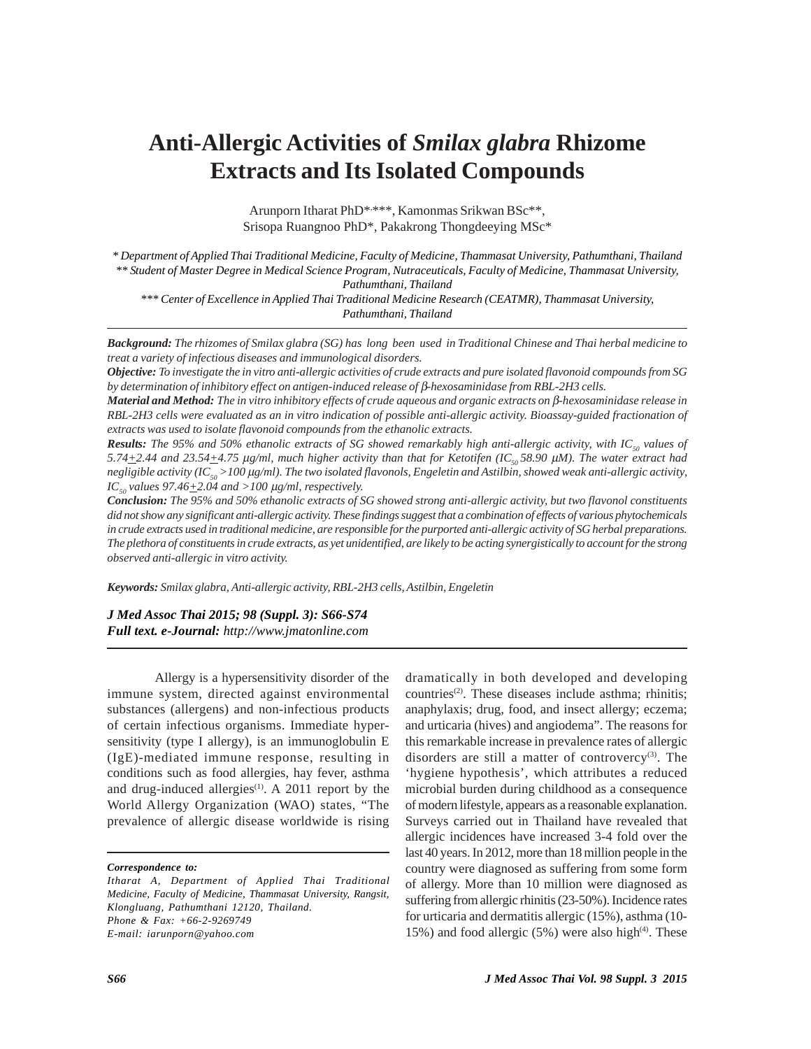# Anti-Allergic Activities of *Smilax glabra* Rhizome Extracts and Its Isolated Compounds

Arunporn Itharat PhD*,***, Kamonmas Srikwan BSc**, Srisopa Ruangnoo PhD*, Pakakrong Thongdeeying MSc*

*\* Department of Applied Thai Traditional Medicine, Faculty of Medicine, Thammasat University, Pathumthani, Thailand*
*\*\* Student of Master Degree in Medical Science Program, Nutraceuticals, Faculty of Medicine, Thammasat University, Pathumthani, Thailand*
*\*\*\* Center of Excellence in Applied Thai Traditional Medicine Research (CEATMR), Thammasat University, Pathumthani, Thailand*

***Background:*** *The rhizomes of Smilax glabra (SG) has long been used in Traditional Chinese and Thai herbal medicine to treat a variety of infectious diseases and immunological disorders.*

***Objective:*** *To investigate the in vitro anti-allergic activities of crude extracts and pure isolated flavonoid compounds from SG by determination of inhibitory effect on antigen-induced release of β-hexosaminidase from RBL-2H3 cells.*

***Material and Method:*** *The in vitro inhibitory effects of crude aqueous and organic extracts on β-hexosaminidase release in RBL-2H3 cells were evaluated as an in vitro indication of possible anti-allergic activity. Bioassay-guided fractionation of extracts was used to isolate flavonoid compounds from the ethanolic extracts.*

***Results:*** *The 95% and 50% ethanolic extracts of SG showed remarkably high anti-allergic activity, with $IC_{50}$ values of 5.74±2.44 and 23.54±4.75 μg/ml, much higher activity than that for Ketotifen ($IC_{50}$ 58.90 μM). The water extract had negligible activity ($IC_{50}$ >100 μg/ml). The two isolated flavonols, Engeletin and Astilbin, showed weak anti-allergic activity, $IC_{50}$ values 97.46±2.04 and >100 μg/ml, respectively.*

***Conclusion:*** *The 95% and 50% ethanolic extracts of SG showed strong anti-allergic activity, but two flavonol constituents did not show any significant anti-allergic activity. These findings suggest that a combination of effects of various phytochemicals in crude extracts used in traditional medicine, are responsible for the purported anti-allergic activity of SG herbal preparations. The plethora of constituents in crude extracts, as yet unidentified, are likely to be acting synergistically to account for the strong observed anti-allergic in vitro activity.*

***Keywords:*** *Smilax glabra, Anti-allergic activity, RBL-2H3 cells, Astilbin, Engeletin*

***J Med Assoc Thai 2015; 98 (Suppl. 3): S66-S74***
***Full text. e-Journal:*** *http://www.jmatonline.com*

---

Allergy is a hypersensitivity disorder of the immune system, directed against environmental substances (allergens) and non-infectious products of certain infectious organisms. Immediate hypersensitivity (type I allergy), is an immunoglobulin E (IgE)-mediated immune response, resulting in conditions such as food allergies, hay fever, asthma and drug-induced allergies[1]. A 2011 report by the World Allergy Organization (WAO) states, "The prevalence of allergic disease worldwide is rising dramatically in both developed and developing countries[2]. These diseases include asthma; rhinitis; anaphylaxis; drug, food, and insect allergy; eczema; and urticaria (hives) and angiodema". The reasons for this remarkable increase in prevalence rates of allergic disorders are still a matter of controvercy[3]. The 'hygiene hypothesis', which attributes a reduced microbial burden during childhood as a consequence of modern lifestyle, appears as a reasonable explanation. Surveys carried out in Thailand have revealed that allergic incidences have increased 3-4 fold over the last 40 years. In 2012, more than 18 million people in the country were diagnosed as suffering from some form of allergy. More than 10 million were diagnosed as suffering from allergic rhinitis (23-50%). Incidence rates for urticaria and dermatitis allergic (15%), asthma (10-15%) and food allergic (5%) were also high[4]. These

---

***Correspondence to:***
*Itharat A, Department of Applied Thai Traditional Medicine, Faculty of Medicine, Thammasat University, Rangsit, Klongluang, Pathumthani 12120, Thailand.*
*Phone & Fax: +66-2-9269749*
*E-mail: iarunporn@yahoo.com*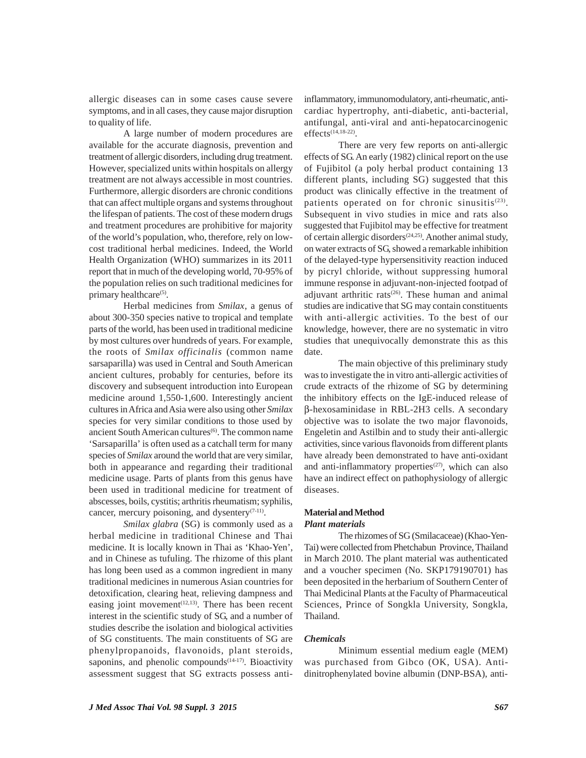allergic diseases can in some cases cause severe symptoms, and in all cases, they cause major disruption to quality of life.

A large number of modern procedures are available for the accurate diagnosis, prevention and treatment of allergic disorders, including drug treatment. However, specialized units within hospitals on allergy treatment are not always accessible in most countries. Furthermore, allergic disorders are chronic conditions that can affect multiple organs and systems throughout the lifespan of patients. The cost of these modern drugs and treatment procedures are prohibitive for majority of the world's population, who, therefore, rely on low-cost traditional herbal medicines. Indeed, the World Health Organization (WHO) summarizes in its 2011 report that in much of the developing world, 70-95% of the population relies on such traditional medicines for primary healthcare[5].

Herbal medicines from *Smilax*, a genus of about 300-350 species native to tropical and template parts of the world, has been used in traditional medicine by most cultures over hundreds of years. For example, the roots of *Smilax officinalis* (common name sarsaparilla) was used in Central and South American ancient cultures, probably for centuries, before its discovery and subsequent introduction into European medicine around 1,550-1,600. Interestingly ancient cultures in Africa and Asia were also using other *Smilax* species for very similar conditions to those used by ancient South American cultures[6]. The common name 'Sarsaparilla' is often used as a catchall term for many species of *Smilax* around the world that are very similar, both in appearance and regarding their traditional medicine usage. Parts of plants from this genus have been used in traditional medicine for treatment of abscesses, boils, cystitis; arthritis rheumatism; syphilis, cancer, mercury poisoning, and dysentery[7-11].

*Smilax glabra* (SG) is commonly used as a herbal medicine in traditional Chinese and Thai medicine. It is locally known in Thai as 'Khao-Yen', and in Chinese as tufuling. The rhizome of this plant has long been used as a common ingredient in many traditional medicines in numerous Asian countries for detoxification, clearing heat, relieving dampness and easing joint movement[12,13]. There has been recent interest in the scientific study of SG, and a number of studies describe the isolation and biological activities of SG constituents. The main constituents of SG are phenylpropanoids, flavonoids, plant steroids, saponins, and phenolic compounds[14-17]. Bioactivity assessment suggest that SG extracts possess anti-inflammatory, immunomodulatory, anti-rheumatic, anti-cardiac hypertrophy, anti-diabetic, anti-bacterial, antifungal, anti-viral and anti-hepatocarcinogenic effects[14,18-22].

There are very few reports on anti-allergic effects of SG. An early (1982) clinical report on the use of Fujibitol (a poly herbal product containing 13 different plants, including SG) suggested that this product was clinically effective in the treatment of patients operated on for chronic sinusitis[23]. Subsequent in vivo studies in mice and rats also suggested that Fujibitol may be effective for treatment of certain allergic disorders[24,25]. Another animal study, on water extracts of SG, showed a remarkable inhibition of the delayed-type hypersensitivity reaction induced by picryl chloride, without suppressing humoral immune response in adjuvant-non-injected footpad of adjuvant arthritic rats[26]. These human and animal studies are indicative that SG may contain constituents with anti-allergic activities. To the best of our knowledge, however, there are no systematic in vitro studies that unequivocally demonstrate this as this date.

The main objective of this preliminary study was to investigate the in vitro anti-allergic activities of crude extracts of the rhizome of SG by determining the inhibitory effects on the IgE-induced release of β-hexosaminidase in RBL-2H3 cells. A secondary objective was to isolate the two major flavonoids, Engeletin and Astilbin and to study their anti-allergic activities, since various flavonoids from different plants have already been demonstrated to have anti-oxidant and anti-inflammatory properties[27], which can also have an indirect effect on pathophysiology of allergic diseases.

## Material and Method

### *Plant materials*

The rhizomes of SG (Smilacaceae) (Khao-Yen-Tai) were collected from Phetchabun Province, Thailand in March 2010. The plant material was authenticated and a voucher specimen (No. SKP179190701) has been deposited in the herbarium of Southern Center of Thai Medicinal Plants at the Faculty of Pharmaceutical Sciences, Prince of Songkla University, Songkla, Thailand.

### *Chemicals*

Minimum essential medium eagle (MEM) was purchased from Gibco (OK, USA). Anti-dinitrophenylated bovine albumin (DNP-BSA), anti-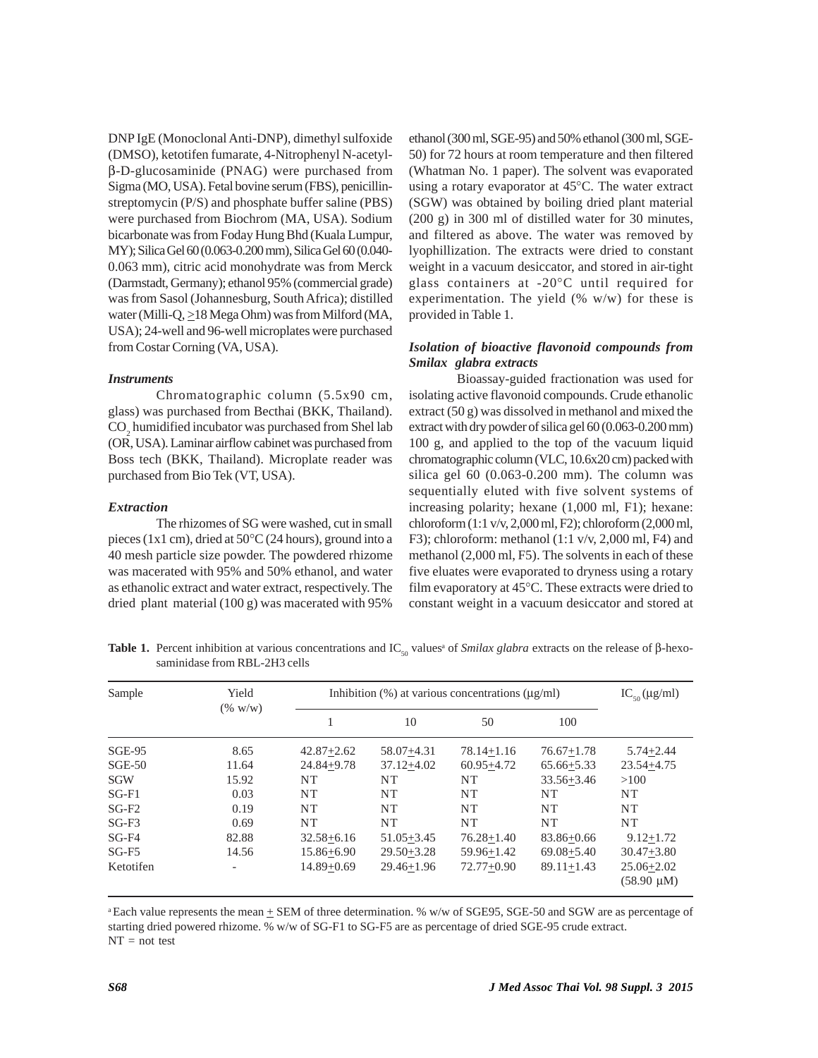DNP IgE (Monoclonal Anti-DNP), dimethyl sulfoxide (DMSO), ketotifen fumarate, 4-Nitrophenyl N-acetyl-β-D-glucosaminide (PNAG) were purchased from Sigma (MO, USA). Fetal bovine serum (FBS), penicillin-streptomycin (P/S) and phosphate buffer saline (PBS) were purchased from Biochrom (MA, USA). Sodium bicarbonate was from Foday Hung Bhd (Kuala Lumpur, MY); Silica Gel 60 (0.063-0.200 mm), Silica Gel 60 (0.040-0.063 mm), citric acid monohydrate was from Merck (Darmstadt, Germany); ethanol 95% (commercial grade) was from Sasol (Johannesburg, South Africa); distilled water (Milli-Q, ≥18 Mega Ohm) was from Milford (MA, USA); 24-well and 96-well microplates were purchased from Costar Corning (VA, USA).

### *Instruments*

Chromatographic column (5.5x90 cm, glass) was purchased from Becthai (BKK, Thailand). $CO_2$ humidified incubator was purchased from Shel lab (OR, USA). Laminar airflow cabinet was purchased from Boss tech (BKK, Thailand). Microplate reader was purchased from Bio Tek (VT, USA).

### *Extraction*

The rhizomes of SG were washed, cut in small pieces (1x1 cm), dried at 50°C (24 hours), ground into a 40 mesh particle size powder. The powdered rhizome was macerated with 95% and 50% ethanol, and water as ethanolic extract and water extract, respectively. The dried plant material (100 g) was macerated with 95% ethanol (300 ml, SGE-95) and 50% ethanol (300 ml, SGE-50) for 72 hours at room temperature and then filtered (Whatman No. 1 paper). The solvent was evaporated using a rotary evaporator at 45°C. The water extract (SGW) was obtained by boiling dried plant material (200 g) in 300 ml of distilled water for 30 minutes, and filtered as above. The water was removed by lyophillization. The extracts were dried to constant weight in a vacuum desiccator, and stored in air-tight glass containers at -20°C until required for experimentation. The yield (% w/w) for these is provided in Table 1.

### *Isolation of bioactive flavonoid compounds from Smilax glabra extracts*

Bioassay-guided fractionation was used for isolating active flavonoid compounds. Crude ethanolic extract (50 g) was dissolved in methanol and mixed the extract with dry powder of silica gel 60 (0.063-0.200 mm) 100 g, and applied to the top of the vacuum liquid chromatographic column (VLC, 10.6x20 cm) packed with silica gel 60 (0.063-0.200 mm). The column was sequentially eluted with five solvent systems of increasing polarity; hexane (1,000 ml, F1); hexane: chloroform (1:1 v/v, 2,000 ml, F2); chloroform (2,000 ml, F3); chloroform: methanol (1:1 v/v, 2,000 ml, F4) and methanol (2,000 ml, F5). The solvents in each of these five eluates were evaporated to dryness using a rotary film evaporatory at 45°C. These extracts were dried to constant weight in a vacuum desiccator and stored at

**Table 1.** Percent inhibition at various concentrations and $IC_{50}$ values[a] of *Smilax glabra* extracts on the release of β-hexosaminidase from RBL-2H3 cells

| Sample | Yield (% w/w) | Inhibition (%) at various concentrations (μg/ml) | | | | $IC_{50}$ (μg/ml) |
|---|---|---|---|---|---|---|
| | | 1 | 10 | 50 | 100 | |
| SGE-95 | 8.65 | 42.87±2.62 | 58.07±4.31 | 78.14±1.16 | 76.67±1.78 | 5.74±2.44 |
| SGE-50 | 11.64 | 24.84±9.78 | 37.12±4.02 | 60.95±4.72 | 65.66±5.33 | 23.54±4.75 |
| SGW | 15.92 | NT | NT | NT | 33.56±3.46 | >100 |
| SG-F1 | 0.03 | NT | NT | NT | NT | NT |
| SG-F2 | 0.19 | NT | NT | NT | NT | NT |
| SG-F3 | 0.69 | NT | NT | NT | NT | NT |
| SG-F4 | 82.88 | 32.58±6.16 | 51.05±3.45 | 76.28±1.40 | 83.86±0.66 | 9.12±1.72 |
| SG-F5 | 14.56 | 15.86±6.90 | 29.50±3.28 | 59.96±1.42 | 69.08±5.40 | 30.47±3.80 |
| Ketotifen | - | 14.89±0.69 | 29.46±1.96 | 72.77±0.90 | 89.11±1.43 | 25.06±2.02 (58.90 μM) |

[a] Each value represents the mean ± SEM of three determination. % w/w of SGE95, SGE-50 and SGW are as percentage of starting dried powered rhizome. % w/w of SG-F1 to SG-F5 are as percentage of dried SGE-95 crude extract.
NT = not test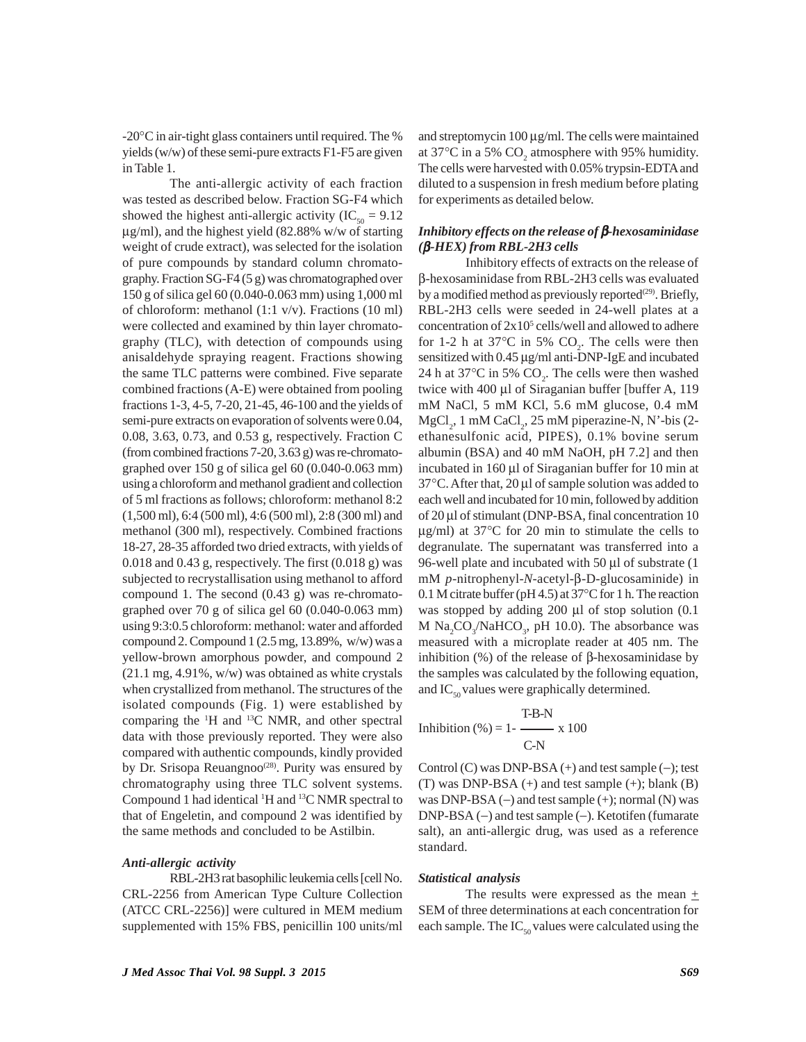-20°C in air-tight glass containers until required. The % yields (w/w) of these semi-pure extracts F1-F5 are given in Table 1.

The anti-allergic activity of each fraction was tested as described below. Fraction SG-F4 which showed the highest anti-allergic activity ($IC_{50}$ = 9.12 μg/ml), and the highest yield (82.88% w/w of starting weight of crude extract), was selected for the isolation of pure compounds by standard column chromatography. Fraction SG-F4 (5 g) was chromatographed over 150 g of silica gel 60 (0.040-0.063 mm) using 1,000 ml of chloroform: methanol (1:1 v/v). Fractions (10 ml) were collected and examined by thin layer chromatography (TLC), with detection of compounds using anisaldehyde spraying reagent. Fractions showing the same TLC patterns were combined. Five separate combined fractions (A-E) were obtained from pooling fractions 1-3, 4-5, 7-20, 21-45, 46-100 and the yields of semi-pure extracts on evaporation of solvents were 0.04, 0.08, 3.63, 0.73, and 0.53 g, respectively. Fraction C (from combined fractions 7-20, 3.63 g) was re-chromatographed over 150 g of silica gel 60 (0.040-0.063 mm) using a chloroform and methanol gradient and collection of 5 ml fractions as follows; chloroform: methanol 8:2 (1,500 ml), 6:4 (500 ml), 4:6 (500 ml), 2:8 (300 ml) and methanol (300 ml), respectively. Combined fractions 18-27, 28-35 afforded two dried extracts, with yields of 0.018 and 0.43 g, respectively. The first (0.018 g) was subjected to recrystallisation using methanol to afford compound 1. The second (0.43 g) was re-chromatographed over 70 g of silica gel 60 (0.040-0.063 mm) using 9:3:0.5 chloroform: methanol: water and afforded compound 2. Compound 1 (2.5 mg, 13.89%, w/w) was a yellow-brown amorphous powder, and compound 2 (21.1 mg, 4.91%, w/w) was obtained as white crystals when crystallized from methanol. The structures of the isolated compounds (Fig. 1) were established by comparing the $^{1}H$ and $^{13}C$ NMR, and other spectral data with those previously reported. They were also compared with authentic compounds, kindly provided by Dr. Srisopa Reuangnoo[28]. Purity was ensured by chromatography using three TLC solvent systems. Compound 1 had identical $^{1}H$ and $^{13}C$ NMR spectral to that of Engeletin, and compound 2 was identified by the same methods and concluded to be Astilbin.

### *Anti-allergic activity*

RBL-2H3 rat basophilic leukemia cells [cell No. CRL-2256 from American Type Culture Collection (ATCC CRL-2256)] were cultured in MEM medium supplemented with 15% FBS, penicillin 100 units/ml and streptomycin 100 μg/ml. The cells were maintained at 37°C in a 5% $CO_2$ atmosphere with 95% humidity. The cells were harvested with 0.05% trypsin-EDTA and diluted to a suspension in fresh medium before plating for experiments as detailed below.

### *Inhibitory effects on the release of β-hexosaminidase (β-HEX) from RBL-2H3 cells*

Inhibitory effects of extracts on the release of β-hexosaminidase from RBL-2H3 cells was evaluated by a modified method as previously reported[29]. Briefly, RBL-2H3 cells were seeded in 24-well plates at a concentration of $2\times10^5$ cells/well and allowed to adhere for 1-2 h at 37°C in 5% $CO_2$. The cells were then sensitized with 0.45 μg/ml anti-DNP-IgE and incubated 24 h at 37°C in 5% $CO_2$. The cells were then washed twice with 400 μl of Siraganian buffer [buffer A, 119 mM NaCl, 5 mM KCl, 5.6 mM glucose, 0.4 mM $MgCl_2$, 1 mM $CaCl_2$, 25 mM piperazine-N, N'-bis (2-ethanesulfonic acid, PIPES), 0.1% bovine serum albumin (BSA) and 40 mM NaOH, pH 7.2] and then incubated in 160 μl of Siraganian buffer for 10 min at 37°C. After that, 20 μl of sample solution was added to each well and incubated for 10 min, followed by addition of 20 μl of stimulant (DNP-BSA, final concentration 10 μg/ml) at 37°C for 20 min to stimulate the cells to degranulate. The supernatant was transferred into a 96-well plate and incubated with 50 μl of substrate (1 mM *p*-nitrophenyl-*N*-acetyl-β-D-glucosaminide) in 0.1 M citrate buffer (pH 4.5) at 37°C for 1 h. The reaction was stopped by adding 200 μl of stop solution (0.1 M $Na_2CO_3/NaHCO_3$, pH 10.0). The absorbance was measured with a microplate reader at 405 nm. The inhibition (%) of the release of β-hexosaminidase by the samples was calculated by the following equation, and $IC_{50}$ values were graphically determined.

$$\text{Inhibition (\%)} = 1 - \frac{T-B-N}{C-N} \times 100$$

Control (C) was DNP-BSA (+) and test sample (–); test (T) was DNP-BSA (+) and test sample (+); blank (B) was DNP-BSA (–) and test sample (+); normal (N) was DNP-BSA (–) and test sample (–). Ketotifen (fumarate salt), an anti-allergic drug, was used as a reference standard.

### *Statistical analysis*

The results were expressed as the mean $\pm$ SEM of three determinations at each concentration for each sample. The $IC_{50}$ values were calculated using the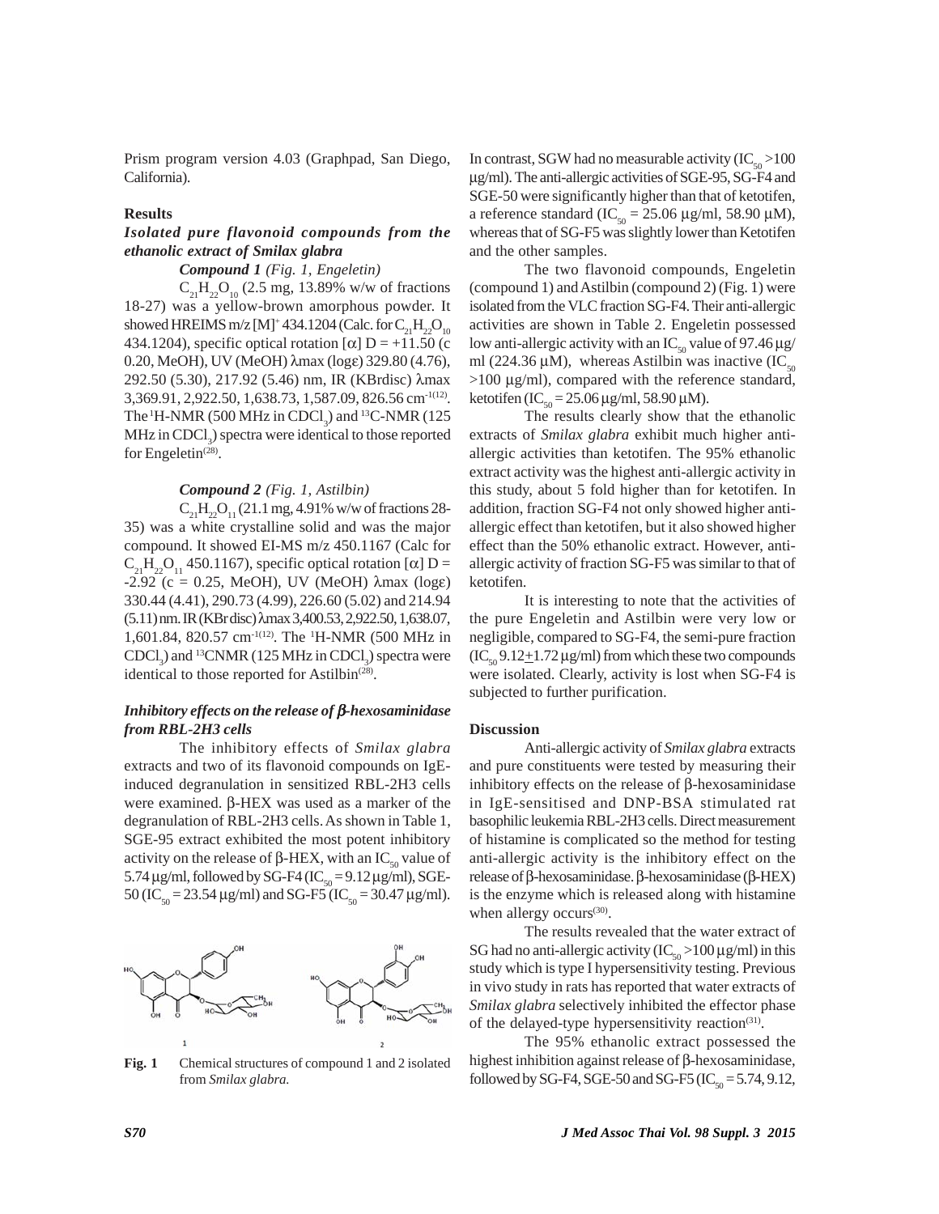Prism program version 4.03 (Graphpad, San Diego, California).

**Results**

***Isolated pure flavonoid compounds from the ethanolic extract of Smilax glabra***

***Compound 1** (Fig. 1, Engeletin)*

$C_{21}H_{22}O_{10}$ (2.5 mg, 13.89% w/w of fractions 18-27) was a yellow-brown amorphous powder. It showed HREIMS m/z $[M]^+$ 434.1204 (Calc. for $C_{21}H_{22}O_{10}$ 434.1204), specific optical rotation $[\alpha]$ D = +11.50 (c 0.20, MeOH), UV (MeOH) $\lambda$max (log$\varepsilon$) 329.80 (4.76), 292.50 (5.30), 217.92 (5.46) nm, IR (KBrdisc) $\lambda$max 3,369.91, 2,922.50, 1,638.73, 1,587.09, 826.56 $cm^{-1}$(12). The $^1$H-NMR (500 MHz in $CDCl_3$) and $^{13}$C-NMR (125 MHz in $CDCl_3$) spectra were identical to those reported for Engeletin[28].

***Compound 2** (Fig. 1, Astilbin)*

$C_{21}H_{22}O_{11}$ (21.1 mg, 4.91% w/w of fractions 28-35) was a white crystalline solid and was the major compound. It showed EI-MS m/z 450.1167 (Calc for $C_{21}H_{22}O_{11}$ 450.1167), specific optical rotation $[\alpha]$ D = -2.92 (c = 0.25, MeOH), UV (MeOH) $\lambda$max (log$\varepsilon$) 330.44 (4.41), 290.73 (4.99), 226.60 (5.02) and 214.94 (5.11) nm. IR (KBr disc) $\lambda$max 3,400.53, 2,922.50, 1,638.07, 1,601.84, 820.57 $cm^{-1}$(12). The $^1$H-NMR (500 MHz in $CDCl_3$) and $^{13}$CNMR (125 MHz in $CDCl_3$) spectra were identical to those reported for Astilbin[28].

***Inhibitory effects on the release of $\beta$-hexosaminidase from RBL-2H3 cells***

The inhibitory effects of *Smilax glabra* extracts and two of its flavonoid compounds on IgE-induced degranulation in sensitized RBL-2H3 cells were examined. $\beta$-HEX was used as a marker of the degranulation of RBL-2H3 cells. As shown in Table 1, SGE-95 extract exhibited the most potent inhibitory activity on the release of $\beta$-HEX, with an $IC_{50}$ value of 5.74 $\mu$g/ml, followed by SG-F4 ($IC_{50}$ = 9.12 $\mu$g/ml), SGE-50 ($IC_{50}$ = 23.54 $\mu$g/ml) and SG-F5 ($IC_{50}$ = 30.47 $\mu$g/ml).

**Fig. 1** Chemical structures of compound 1 and 2 isolated from *Smilax glabra.*

In contrast, SGW had no measurable activity ($IC_{50}$ >100 $\mu$g/ml). The anti-allergic activities of SGE-95, SG-F4 and SGE-50 were significantly higher than that of ketotifen, a reference standard ($IC_{50}$ = 25.06 $\mu$g/ml, 58.90 $\mu$M), whereas that of SG-F5 was slightly lower than Ketotifen and the other samples.

The two flavonoid compounds, Engeletin (compound 1) and Astilbin (compound 2) (Fig. 1) were isolated from the VLC fraction SG-F4. Their anti-allergic activities are shown in Table 2. Engeletin possessed low anti-allergic activity with an $IC_{50}$ value of 97.46 $\mu$g/ml (224.36 $\mu$M), whereas Astilbin was inactive ($IC_{50}$ >100 $\mu$g/ml), compared with the reference standard, ketotifen ($IC_{50}$ = 25.06 $\mu$g/ml, 58.90 $\mu$M).

The results clearly show that the ethanolic extracts of *Smilax glabra* exhibit much higher anti-allergic activities than ketotifen. The 95% ethanolic extract activity was the highest anti-allergic activity in this study, about 5 fold higher than for ketotifen. In addition, fraction SG-F4 not only showed higher anti-allergic effect than ketotifen, but it also showed higher effect than the 50% ethanolic extract. However, anti-allergic activity of fraction SG-F5 was similar to that of ketotifen.

It is interesting to note that the activities of the pure Engeletin and Astilbin were very low or negligible, compared to SG-F4, the semi-pure fraction ($IC_{50}$ 9.12$\pm$1.72 $\mu$g/ml) from which these two compounds were isolated. Clearly, activity is lost when SG-F4 is subjected to further purification.

**Discussion**

Anti-allergic activity of *Smilax glabra* extracts and pure constituents were tested by measuring their inhibitory effects on the release of $\beta$-hexosaminidase in IgE-sensitised and DNP-BSA stimulated rat basophilic leukemia RBL-2H3 cells. Direct measurement of histamine is complicated so the method for testing anti-allergic activity is the inhibitory effect on the release of $\beta$-hexosaminidase. $\beta$-hexosaminidase ($\beta$-HEX) is the enzyme which is released along with histamine when allergy occurs[30].

The results revealed that the water extract of SG had no anti-allergic activity ($IC_{50}$ >100 $\mu$g/ml) in this study which is type I hypersensitivity testing. Previous in vivo study in rats has reported that water extracts of *Smilax glabra* selectively inhibited the effector phase of the delayed-type hypersensitivity reaction[31].

The 95% ethanolic extract possessed the highest inhibition against release of $\beta$-hexosaminidase, followed by SG-F4, SGE-50 and SG-F5 ($IC_{50}$ = 5.74, 9.12,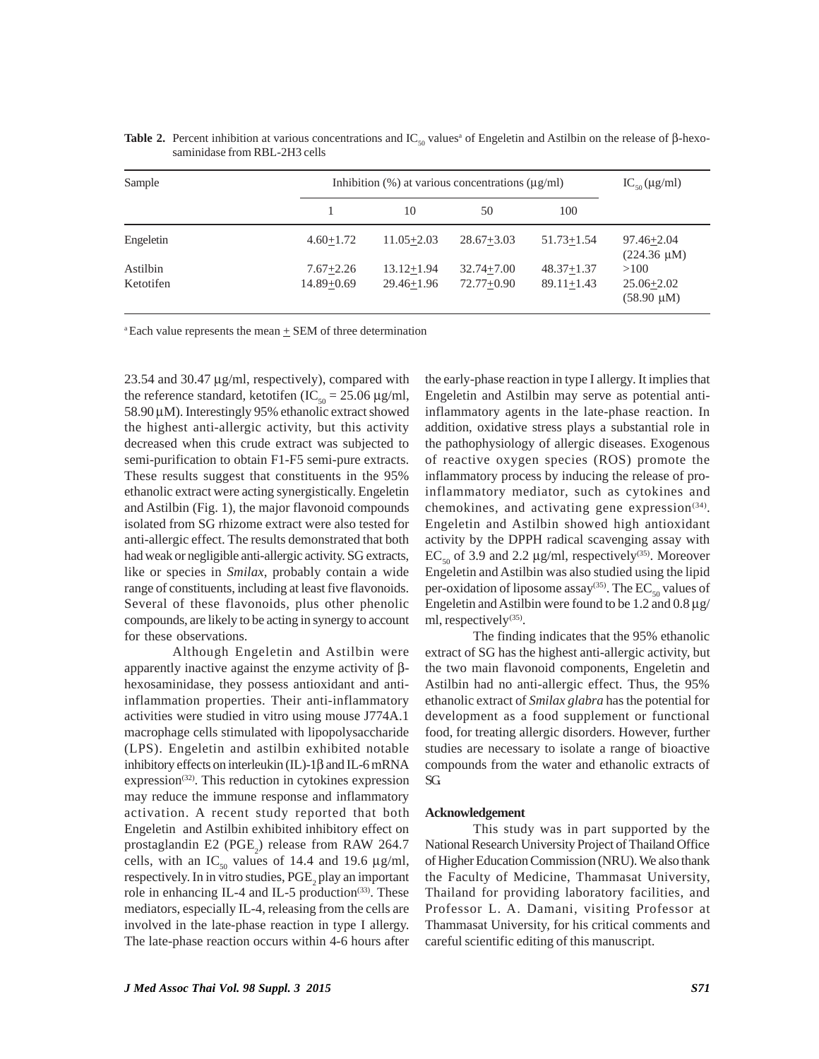**Table 2.** Percent inhibition at various concentrations and $IC_{50}$ values[a] of Engeletin and Astilbin on the release of β-hexosaminidase from RBL-2H3 cells

| Sample | Inhibition (%) at various concentrations (μg/ml) | | | | $IC_{50}$ (μg/ml) |
|---|---|---|---|---|---|
| | 1 | 10 | 50 | 100 | |
| Engeletin | 4.60±1.72 | 11.05±2.03 | 28.67±3.03 | 51.73±1.54 | 97.46±2.04 (224.36 μM) |
| Astilbin | 7.67±2.26 | 13.12±1.94 | 32.74±7.00 | 48.37±1.37 | >100 |
| Ketotifen | 14.89±0.69 | 29.46±1.96 | 72.77±0.90 | 89.11±1.43 | 25.06±2.02 (58.90 μM) |

[a] Each value represents the mean ± SEM of three determination

23.54 and 30.47 μg/ml, respectively), compared with the reference standard, ketotifen ($IC_{50}$ = 25.06 μg/ml, 58.90 μM). Interestingly 95% ethanolic extract showed the highest anti-allergic activity, but this activity decreased when this crude extract was subjected to semi-purification to obtain F1-F5 semi-pure extracts. These results suggest that constituents in the 95% ethanolic extract were acting synergistically. Engeletin and Astilbin (Fig. 1), the major flavonoid compounds isolated from SG rhizome extract were also tested for anti-allergic effect. The results demonstrated that both had weak or negligible anti-allergic activity. SG extracts, like or species in *Smilax*, probably contain a wide range of constituents, including at least five flavonoids. Several of these flavonoids, plus other phenolic compounds, are likely to be acting in synergy to account for these observations.

Although Engeletin and Astilbin were apparently inactive against the enzyme activity of β-hexosaminidase, they possess antioxidant and anti-inflammation properties. Their anti-inflammatory activities were studied in vitro using mouse J774A.1 macrophage cells stimulated with lipopolysaccharide (LPS). Engeletin and astilbin exhibited notable inhibitory effects on interleukin (IL)-1β and IL-6 mRNA expression[32]. This reduction in cytokines expression may reduce the immune response and inflammatory activation. A recent study reported that both Engeletin and Astilbin exhibited inhibitory effect on prostaglandin E2 ($PGE_2$) release from RAW 264.7 cells, with an $IC_{50}$ values of 14.4 and 19.6 μg/ml, respectively. In in vitro studies, $PGE_2$ play an important role in enhancing IL-4 and IL-5 production[33]. These mediators, especially IL-4, releasing from the cells are involved in the late-phase reaction in type I allergy. The late-phase reaction occurs within 4-6 hours after the early-phase reaction in type I allergy. It implies that Engeletin and Astilbin may serve as potential anti-inflammatory agents in the late-phase reaction. In addition, oxidative stress plays a substantial role in the pathophysiology of allergic diseases. Exogenous of reactive oxygen species (ROS) promote the inflammatory process by inducing the release of pro-inflammatory mediator, such as cytokines and chemokines, and activating gene expression[34]. Engeletin and Astilbin showed high antioxidant activity by the DPPH radical scavenging assay with $EC_{50}$ of 3.9 and 2.2 μg/ml, respectively[35]. Moreover Engeletin and Astilbin was also studied using the lipid per-oxidation of liposome assay[35]. The $EC_{50}$ values of Engeletin and Astilbin were found to be 1.2 and 0.8 μg/ml, respectively[35].

The finding indicates that the 95% ethanolic extract of SG has the highest anti-allergic activity, but the two main flavonoid components, Engeletin and Astilbin had no anti-allergic effect. Thus, the 95% ethanolic extract of *Smilax glabra* has the potential for development as a food supplement or functional food, for treating allergic disorders. However, further studies are necessary to isolate a range of bioactive compounds from the water and ethanolic extracts of SG.

**Acknowledgement**

This study was in part supported by the National Research University Project of Thailand Office of Higher Education Commission (NRU). We also thank the Faculty of Medicine, Thammasat University, Thailand for providing laboratory facilities, and Professor L. A. Damani, visiting Professor at Thammasat University, for his critical comments and careful scientific editing of this manuscript.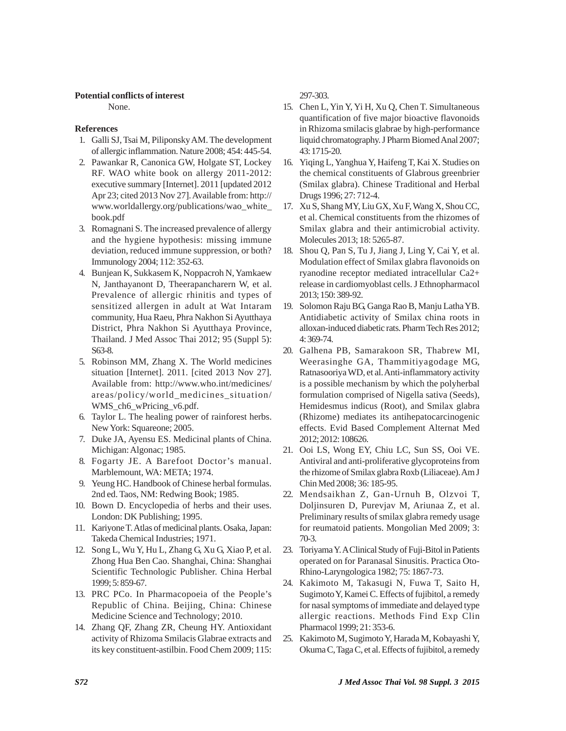**Potential conflicts of interest**

None.

**References**

1. Galli SJ, Tsai M, Piliponsky AM. The development of allergic inflammation. Nature 2008; 454: 445-54.
2. Pawankar R, Canonica GW, Holgate ST, Lockey RF. WAO white book on allergy 2011-2012: executive summary [Internet]. 2011 [updated 2012 Apr 23; cited 2013 Nov 27]. Available from: http://www.worldallergy.org/publications/wao_white_book.pdf
3. Romagnani S. The increased prevalence of allergy and the hygiene hypothesis: missing immune deviation, reduced immune suppression, or both? Immunology 2004; 112: 352-63.
4. Bunjean K, Sukkasem K, Noppacroh N, Yamkaew N, Janthayanont D, Theerapancharern W, et al. Prevalence of allergic rhinitis and types of sensitized allergen in adult at Wat Intaram community, Hua Raeu, Phra Nakhon Si Ayutthaya District, Phra Nakhon Si Ayutthaya Province, Thailand. J Med Assoc Thai 2012; 95 (Suppl 5): S63-8.
5. Robinson MM, Zhang X. The World medicines situation [Internet]. 2011. [cited 2013 Nov 27]. Available from: http://www.who.int/medicines/areas/policy/world_medicines_situation/WMS_ch6_wPricing_v6.pdf.
6. Taylor L. The healing power of rainforest herbs. New York: Squareone; 2005.
7. Duke JA, Ayensu ES. Medicinal plants of China. Michigan: Algonac; 1985.
8. Fogarty JE. A Barefoot Doctor's manual. Marblemount, WA: META; 1974.
9. Yeung HC. Handbook of Chinese herbal formulas. 2nd ed. Taos, NM: Redwing Book; 1985.
10. Bown D. Encyclopedia of herbs and their uses. London: DK Publishing; 1995.
11. Kariyone T. Atlas of medicinal plants. Osaka, Japan: Takeda Chemical Industries; 1971.
12. Song L, Wu Y, Hu L, Zhang G, Xu G, Xiao P, et al. Zhong Hua Ben Cao. Shanghai, China: Shanghai Scientific Technologic Publisher. China Herbal 1999; 5: 859-67.
13. PRC PCo. In Pharmacopoeia of the People's Republic of China. Beijing, China: Chinese Medicine Science and Technology; 2010.
14. Zhang QF, Zhang ZR, Cheung HY. Antioxidant activity of Rhizoma Smilacis Glabrae extracts and its key constituent-astilbin. Food Chem 2009; 115: 297-303.
15. Chen L, Yin Y, Yi H, Xu Q, Chen T. Simultaneous quantification of five major bioactive flavonoids in Rhizoma smilacis glabrae by high-performance liquid chromatography. J Pharm Biomed Anal 2007; 43: 1715-20.
16. Yiqing L, Yanghua Y, Haifeng T, Kai X. Studies on the chemical constituents of Glabrous greenbrier (Smilax glabra). Chinese Traditional and Herbal Drugs 1996; 27: 712-4.
17. Xu S, Shang MY, Liu GX, Xu F, Wang X, Shou CC, et al. Chemical constituents from the rhizomes of Smilax glabra and their antimicrobial activity. Molecules 2013; 18: 5265-87.
18. Shou Q, Pan S, Tu J, Jiang J, Ling Y, Cai Y, et al. Modulation effect of Smilax glabra flavonoids on ryanodine receptor mediated intracellular Ca2+ release in cardiomyoblast cells. J Ethnopharmacol 2013; 150: 389-92.
19. Solomon Raju BG, Ganga Rao B, Manju Latha YB. Antidiabetic activity of Smilax china roots in alloxan-induced diabetic rats. Pharm Tech Res 2012; 4: 369-74.
20. Galhena PB, Samarakoon SR, Thabrew MI, Weerasinghe GA, Thammitiyagodage MG, Ratnasooriya WD, et al. Anti-inflammatory activity is a possible mechanism by which the polyherbal formulation comprised of Nigella sativa (Seeds), Hemidesmus indicus (Root), and Smilax glabra (Rhizome) mediates its antihepatocarcinogenic effects. Evid Based Complement Alternat Med 2012; 2012: 108626.
21. Ooi LS, Wong EY, Chiu LC, Sun SS, Ooi VE. Antiviral and anti-proliferative glycoproteins from the rhizome of Smilax glabra Roxb (Liliaceae). Am J Chin Med 2008; 36: 185-95.
22. Mendsaikhan Z, Gan-Urnuh B, Olzvoi T, Doljinsuren D, Purevjav M, Ariunaa Z, et al. Preliminary results of smilax glabra remedy usage for reumatoid patients. Mongolian Med 2009; 3: 70-3.
23. Toriyama Y. A Clinical Study of Fuji-Bitol in Patients operated on for Paranasal Sinusitis. Practica Oto-Rhino-Laryngologica 1982; 75: 1867-73.
24. Kakimoto M, Takasugi N, Fuwa T, Saito H, Sugimoto Y, Kamei C. Effects of fujibitol, a remedy for nasal symptoms of immediate and delayed type allergic reactions. Methods Find Exp Clin Pharmacol 1999; 21: 353-6.
25. Kakimoto M, Sugimoto Y, Harada M, Kobayashi Y, Okuma C, Taga C, et al. Effects of fujibitol, a remedy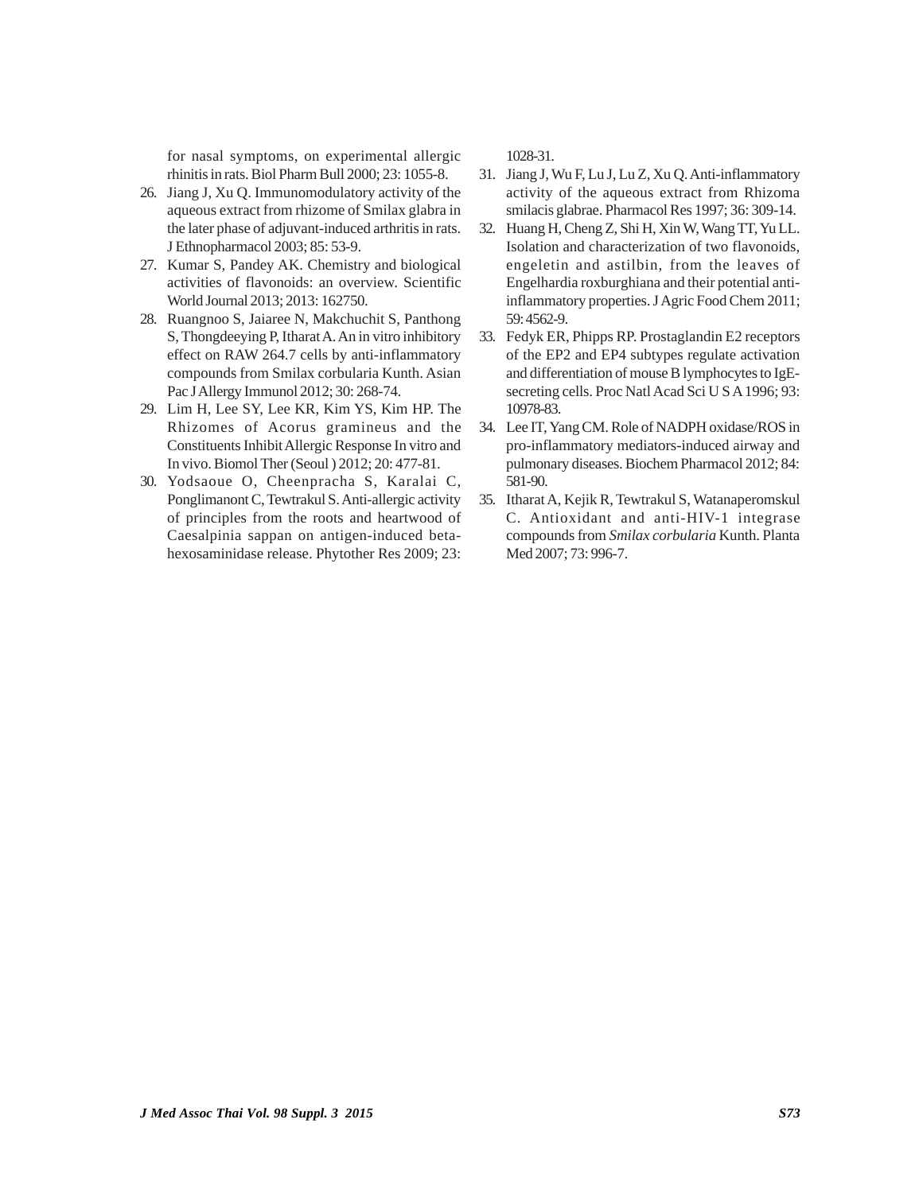for nasal symptoms, on experimental allergic rhinitis in rats. Biol Pharm Bull 2000; 23: 1055-8.

26. Jiang J, Xu Q. Immunomodulatory activity of the aqueous extract from rhizome of Smilax glabra in the later phase of adjuvant-induced arthritis in rats. J Ethnopharmacol 2003; 85: 53-9.
27. Kumar S, Pandey AK. Chemistry and biological activities of flavonoids: an overview. Scientific World Journal 2013; 2013: 162750.
28. Ruangnoo S, Jaiaree N, Makchuchit S, Panthong S, Thongdeeying P, Itharat A. An in vitro inhibitory effect on RAW 264.7 cells by anti-inflammatory compounds from Smilax corbularia Kunth. Asian Pac J Allergy Immunol 2012; 30: 268-74.
29. Lim H, Lee SY, Lee KR, Kim YS, Kim HP. The Rhizomes of Acorus gramineus and the Constituents Inhibit Allergic Response In vitro and In vivo. Biomol Ther (Seoul ) 2012; 20: 477-81.
30. Yodsaoue O, Cheenpracha S, Karalai C, Ponglimanont C, Tewtrakul S. Anti-allergic activity of principles from the roots and heartwood of Caesalpinia sappan on antigen-induced beta-hexosaminidase release. Phytother Res 2009; 23: 1028-31.
31. Jiang J, Wu F, Lu J, Lu Z, Xu Q. Anti-inflammatory activity of the aqueous extract from Rhizoma smilacis glabrae. Pharmacol Res 1997; 36: 309-14.
32. Huang H, Cheng Z, Shi H, Xin W, Wang TT, Yu LL. Isolation and characterization of two flavonoids, engeletin and astilbin, from the leaves of Engelhardia roxburghiana and their potential anti-inflammatory properties. J Agric Food Chem 2011; 59: 4562-9.
33. Fedyk ER, Phipps RP. Prostaglandin E2 receptors of the EP2 and EP4 subtypes regulate activation and differentiation of mouse B lymphocytes to IgE-secreting cells. Proc Natl Acad Sci U S A 1996; 93: 10978-83.
34. Lee IT, Yang CM. Role of NADPH oxidase/ROS in pro-inflammatory mediators-induced airway and pulmonary diseases. Biochem Pharmacol 2012; 84: 581-90.
35. Itharat A, Kejik R, Tewtrakul S, Watanaperomskul C. Antioxidant and anti-HIV-1 integrase compounds from *Smilax corbularia* Kunth. Planta Med 2007; 73: 996-7.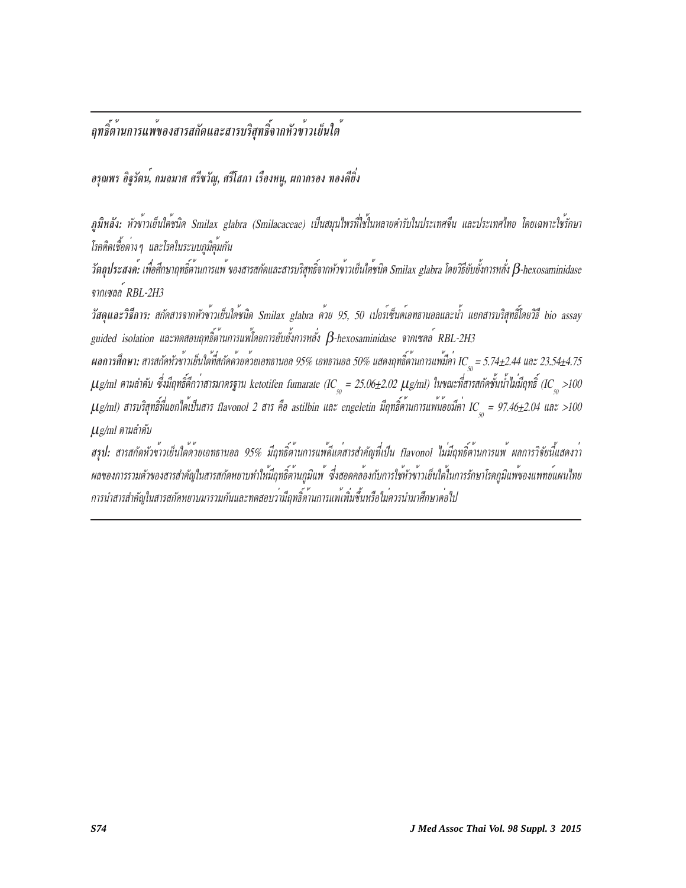## ฤทธิ์ต้านการแพ้ของสารสกัดและสารบริสุทธิ์จากหัวข้าวเย็นใต้

*อรุณพร อิฐรัตน์, กมลมาศ ศรีขวัญ, ศรีโสภา เรืองหนู, ผกากรอง ทองดียิ่ง*

***ภูมิหลัง:*** *หัวข้าวเย็นใต้ชนิด Smilax glabra (Smilacaceae) เป็นสมุนไพรที่ใช้ในหลายตำรับในประเทศจีน และประเทศไทย โดยเฉพาะใช้รักษาโรคติดเชื้อต่าง ๆ และโรคในระบบภูมิคุ้มกัน*

***วัตถุประสงค์:*** *เพื่อศึกษาฤทธิ์ต้านการแพ้ ของสารสกัดและสารบริสุทธิ์จากหัวข้าวเย็นใต้ชนิด Smilax glabra โดยวิธียับยั้งการหลั่ง β-hexosaminidase จากเซลล์ RBL-2H3*

***วัสดุและวิธีการ:*** *สกัดสารจากหัวข้าวเย็นใต้ชนิด Smilax glabra ด้วย 95, 50 เปอร์เซ็นต์เอทธานอลและน้ำ แยกสารบริสุทธิ์โดยวิธี bio assay guided isolation และทดสอบฤทธิ์ต้านการแพ้โดยการยับยั้งการหลั่ง β-hexosaminidase จากเซลล์ RBL-2H3*

***ผลการศึกษา:*** *สารสกัดหัวข้าวเย็นใต้ที่สกัดด้วยด้วยเอทธานอล 95% เอทธานอล 50% แสดงฤทธิ์ต้านการแพ้มีค่า $IC_{50}$ = 5.74±2.44 และ 23.54±4.75 μg/ml ตามลำดับ ซึ่งมีฤทธิ์ดีกว่าสารมาตรฐาน ketotifen fumarate ($IC_{50}$ = 25.06±2.02 μg/ml) ในขณะที่สารสกัดชั้นน้ำไม่มีฤทธิ์ ($IC_{50}$ >100 μg/ml) สารบริสุทธิ์ที่แยกได้เป็นสาร flavonol 2 สาร คือ astilbin และ engeletin มีฤทธิ์ต้านการแพ้น้อยมีค่า $IC_{50}$ = 97.46±2.04 และ >100 μg/ml ตามลำดับ*

***สรุป:*** *สารสกัดหัวข้าวเย็นใต้ด้วยเอทธานอล 95% มีฤทธิ์ต้านการแพ้ดีแต่สารสำคัญที่เป็น flavonol ไม่มีฤทธิ์ต้านการแพ้ ผลการวิจัยนี้แสดงว่าผลของการรวมตัวของสารสำคัญในสารสกัดหยาบทำให้มีฤทธิ์ต้านภูมิแพ้ ซึ่งสอดคล้องกับการใช้หัวข้าวเย็นใต้ในการรักษาโรคภูมิแพ้ของแพทย์แผนไทย การนำสารสำคัญในสารสกัดหยาบมารวมกันและทดสอบว่ามีฤทธิ์ต้านการแพ้เพิ่มขึ้นหรือไม่ควรนำมาศึกษาต่อไป*